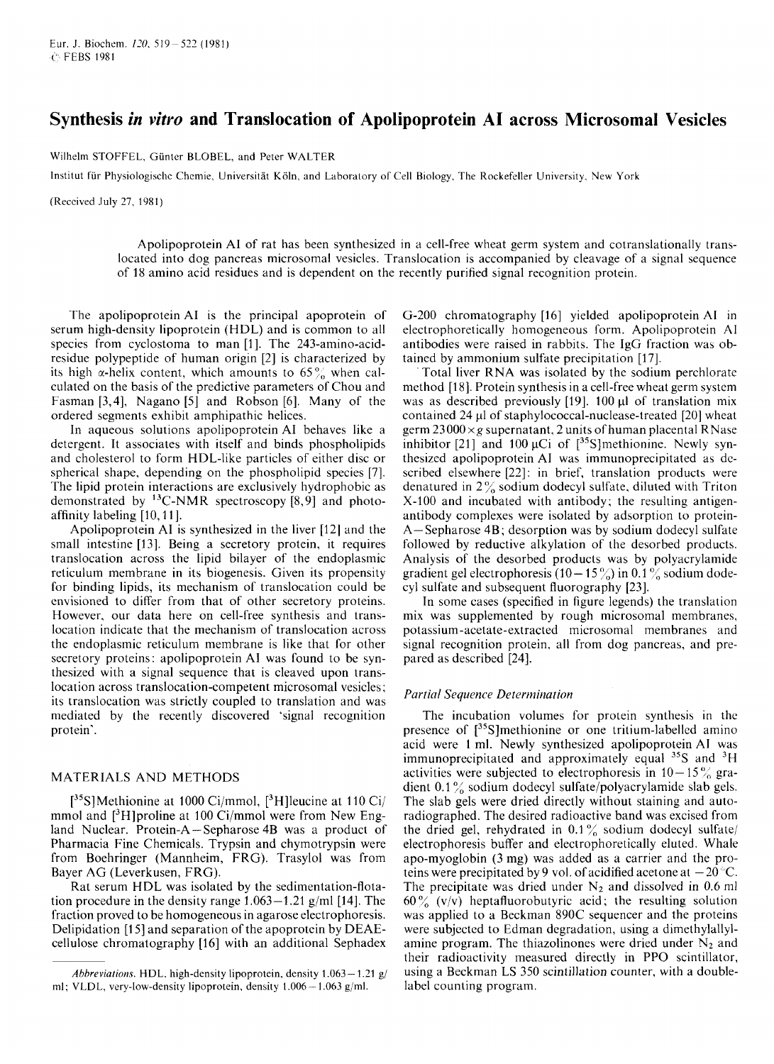# Synthesis *in vitro* and Translocation of Apolipoprotein AI across Microsomal Vesicles

Wilhelm STOFFEL, Günter BLOBEL, and Peter WALTER

Institut für Physiologische Chemie, Universität Köln, and Laboratory of Cell Biology, The Rockefeller University, New York

(Received July 27, 1981)

Apolipoprotein AI of rat has been synthesized in a cell-free wheat germ system and cotranslationally translocated into dog pancreas microsomal vesicles. Translocation is accompanied by cleavage of a signal sequence of 18 amino acid residues and is dependent on the recently purified signal recognition protein.

The apolipoprotein AI is the principal apoprotein of serum high-density lipoprotein (HDL) and is common to all species from cyclostoma to man [1]. The 243-amino-acid-residue polypeptide of human origin [2] is characterized by its high α-helix content, which amounts to 65% when calculated on the basis of the predictive parameters of Chou and Fasman [3,4], Nagano [5] and Robson [6]. Many of the ordered segments exhibit amphipathic helices.

In aqueous solutions apolipoprotein AI behaves like a detergent. It associates with itself and binds phospholipids and cholesterol to form HDL-like particles of either disc or spherical shape, depending on the phospholipid species [7]. The lipid protein interactions are exclusively hydrophobic as demonstrated by $^{13}$C-NMR spectroscopy [8,9] and photoaffinity labeling [10,11].

Apolipoprotein AI is synthesized in the liver [12] and the small intestine [13]. Being a secretory protein, it requires translocation across the lipid bilayer of the endoplasmic reticulum membrane in its biogenesis. Given its propensity for binding lipids, its mechanism of translocation could be envisioned to differ from that of other secretory proteins. However, our data here on cell-free synthesis and translocation indicate that the mechanism of translocation across the endoplasmic reticulum membrane is like that for other secretory proteins: apolipoprotein AI was found to be synthesized with a signal sequence that is cleaved upon translocation across translocation-competent microsomal vesicles; its translocation was strictly coupled to translation and was mediated by the recently discovered 'signal recognition protein'.

## MATERIALS AND METHODS

[$^{35}$S]Methionine at 1000 Ci/mmol, [$^{3}$H]leucine at 110 Ci/mmol and [$^{3}$H]proline at 100 Ci/mmol were from New England Nuclear. Protein-A–Sepharose 4B was a product of Pharmacia Fine Chemicals. Trypsin and chymotrypsin were from Boehringer (Mannheim, FRG). Trasylol was from Bayer AG (Leverkusen, FRG).

Rat serum HDL was isolated by the sedimentation-flotation procedure in the density range 1.063–1.21 g/ml [14]. The fraction proved to be homogeneous in agarose electrophoresis. Delipidation [15] and separation of the apoprotein by DEAE-cellulose chromatography [16] with an additional Sephadex G-200 chromatography [16] yielded apolipoprotein AI in electrophoretically homogeneous form. Apolipoprotein AI antibodies were raised in rabbits. The IgG fraction was obtained by ammonium sulfate precipitation [17].

Total liver RNA was isolated by the sodium perchlorate method [18]. Protein synthesis in a cell-free wheat germ system was as described previously [19]. 100 µl of translation mix contained 24 µl of staphylococcal-nuclease-treated [20] wheat germ 23000 × *g* supernatant, 2 units of human placental RNase inhibitor [21] and 100 µCi of [$^{35}$S]methionine. Newly synthesized apolipoprotein AI was immunoprecipitated as described elsewhere [22]: in brief, translation products were denatured in 2% sodium dodecyl sulfate, diluted with Triton X-100 and incubated with antibody; the resulting antigen-antibody complexes were isolated by adsorption to protein-A–Sepharose 4B; desorption was by sodium dodecyl sulfate followed by reductive alkylation of the desorbed products. Analysis of the desorbed products was by polyacrylamide gradient gel electrophoresis (10–15%) in 0.1% sodium dodecyl sulfate and subsequent fluorography [23].

In some cases (specified in figure legends) the translation mix was supplemented by rough microsomal membranes, potassium-acetate-extracted microsomal membranes and signal recognition protein, all from dog pancreas, and prepared as described [24].

### *Partial Sequence Determination*

The incubation volumes for protein synthesis in the presence of [$^{35}$S]methionine or one tritium-labelled amino acid were 1 ml. Newly synthesized apolipoprotein AI was immunoprecipitated and approximately equal $^{35}$S and $^{3}$H activities were subjected to electrophoresis in 10–15% gradient 0.1% sodium dodecyl sulfate/polyacrylamide slab gels. The slab gels were dried directly without staining and autoradiographed. The desired radioactive band was excised from the dried gel, rehydrated in 0.1% sodium dodecyl sulfate/electrophoresis buffer and electrophoretically eluted. Whale apo-myoglobin (3 mg) was added as a carrier and the proteins were precipitated by 9 vol. of acidified acetone at −20 °C. The precipitate was dried under $N_2$ and dissolved in 0.6 ml 60% (v/v) heptafluorobutyric acid; the resulting solution was applied to a Beckman 890C sequencer and the proteins were subjected to Edman degradation, using a dimethylallylamine program. The thiazolinones were dried under $N_2$ and their radioactivity measured directly in PPO scintillator, using a Beckman LS 350 scintillation counter, with a double-label counting program.

*Abbreviations.* HDL, high-density lipoprotein, density 1.063–1.21 g/ml; VLDL, very-low-density lipoprotein, density 1.006–1.063 g/ml.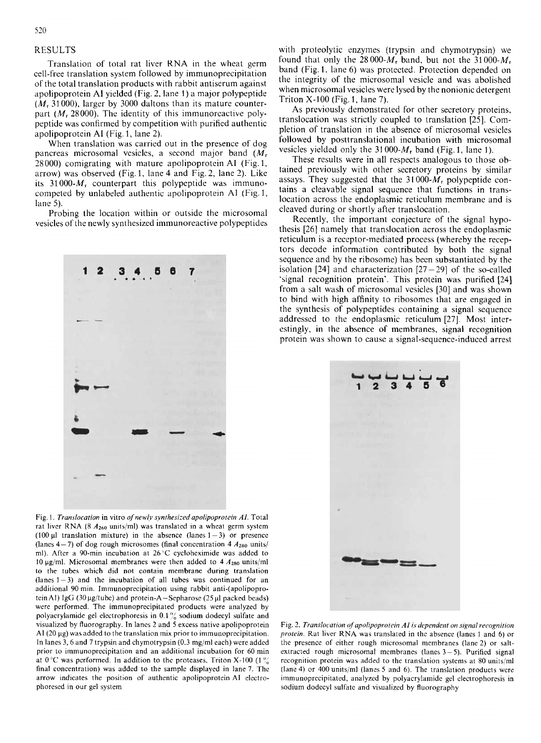## RESULTS

Translation of total rat liver RNA in the wheat germ cell-free translation system followed by immunoprecipitation of the total translation products with rabbit antiserum against apolipoprotein AI yielded (Fig. 2, lane 1) a major polypeptide ($M_r$ 31000), larger by 3000 daltons than its mature counterpart ($M_r$ 28000). The identity of this immunoreactive polypeptide was confirmed by competition with purified authentic apolipoprotein AI (Fig. 1, lane 2).

When translation was carried out in the presence of dog pancreas microsomal vesicles, a second major band ($M_r$ 28000) comigrating with mature apolipoprotein AI (Fig. 1, arrow) was observed (Fig. 1, lane 4 and Fig. 2, lane 2). Like its 31000-$M_r$ counterpart this polypeptide was immunocompeted by unlabeled authentic apolipoprotein AI (Fig. 1, lane 5).

Probing the location within or outside the microsomal vesicles of the newly synthesized immunoreactive polypeptides with proteolytic enzymes (trypsin and chymotrypsin) we found that only the 28000-$M_r$ band, but not the 31000-$M_r$ band (Fig. 1, lane 6) was protected. Protection depended on the integrity of the microsomal vesicle and was abolished when microsomal vesicles were lysed by the nonionic detergent Triton X-100 (Fig. 1, lane 7).

As previously demonstrated for other secretory proteins, translocation was strictly coupled to translation [25]. Completion of translation in the absence of microsomal vesicles followed by posttranslational incubation with microsomal vesicles yielded only the 31000-$M_r$ band (Fig. 1, lane 1).

These results were in all respects analogous to those obtained previously with other secretory proteins by similar assays. They suggested that the 31000-$M_r$ polypeptide contains a cleavable signal sequence that functions in translocation across the endoplasmic reticulum membrane and is cleaved during or shortly after translocation.

Recently, the important conjecture of the signal hypothesis [26] namely that translocation across the endoplasmic reticulum is a receptor-mediated process (whereby the receptors decode information contributed by both the signal sequence and by the ribosome) has been substantiated by the isolation [24] and characterization [27–29] of the so-called 'signal recognition protein'. This protein was purified [24] from a salt wash of microsomal vesicles [30] and was shown to bind with high affinity to ribosomes that are engaged in the synthesis of polypeptides containing a signal sequence addressed to the endoplasmic reticulum [27]. Most interestingly, in the absence of membranes, signal recognition protein was shown to cause a signal-sequence-induced arrest

Fig. 1. *Translocation* in vitro *of newly synthesized apolipoprotein AI.* Total rat liver RNA (8 $A_{260}$ units/ml) was translated in a wheat germ system (100 µl translation mixture) in the absence (lanes 1–3) or presence (lanes 4–7) of dog rough microsomes (final concentration 4 $A_{280}$ units/ml). After a 90-min incubation at 26°C cycloheximide was added to 10 µg/ml. Microsomal membranes were then added to 4 $A_{280}$ units/ml to the tubes which did not contain membrane during translation (lanes 1–3) and the incubation of all tubes was continued for an additional 90 min. Immunoprecipitation using rabbit anti-(apolipoprotein AI) IgG (30 µg/tube) and protein-A–Sepharose (25 µl packed beads) were performed. The immunoprecipitated products were analyzed by polyacrylamide gel electrophoresis in 0.1% sodium dodecyl sulfate and visualized by fluorography. In lanes 2 and 5 excess native apolipoprotein AI (20 µg) was added to the translation mix prior to immunoprecipitation. In lanes 3, 6 and 7 trypsin and chymotrypsin (0.3 mg/ml each) were added prior to immunoprecipitation and an additional incubation for 60 min at 0°C was performed. In addition to the proteases, Triton X-100 (1% final concentration) was added to the sample displayed in lane 7. The arrow indicates the position of authentic apolipoprotein AI electrophoresed in our gel system

Fig. 2. *Translocation of apolipoprotein AI is dependent on signal recognition protein.* Rat liver RNA was translated in the absence (lanes 1 and 6) or the presence of either rough microsomal membranes (lane 2) or salt-extracted rough microsomal membranes (lanes 3–5). Purified signal recognition protein was added to the translation systems at 80 units/ml (lane 4) or 400 units/ml (lanes 5 and 6). The translation products were immunoprecipitated, analyzed by polyacrylamide gel electrophoresis in sodium dodecyl sulfate and visualized by fluorography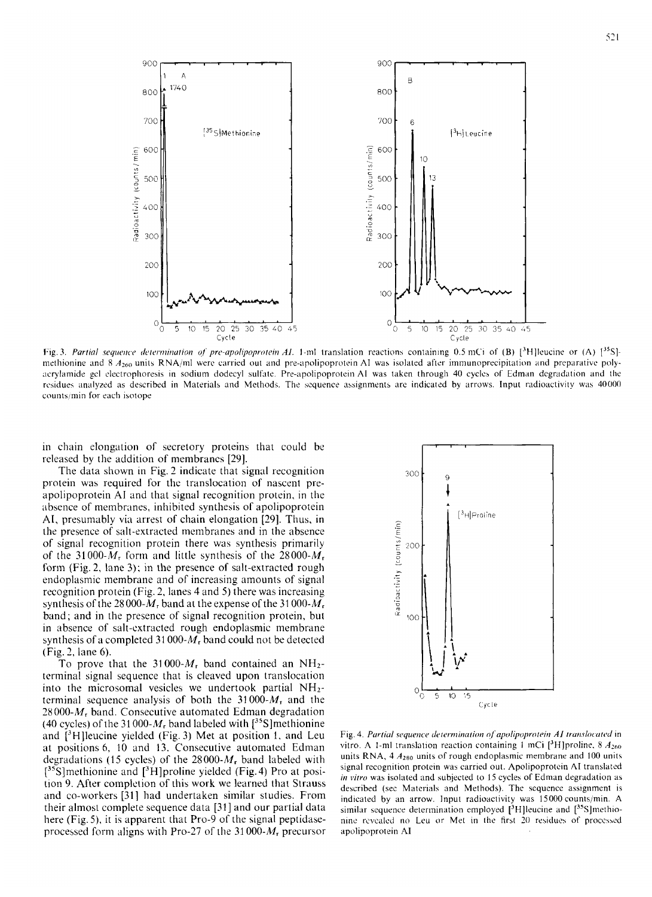Fig. 3. *Partial sequence determination of pre-apolipoprotein AI.* 1-ml translation reactions containing 0.5 mCi of (B) [$^3$H]leucine or (A) [$^{35}$S]-methionine and 8 $A_{260}$ units RNA/ml were carried out and pre-apolipoprotein AI was isolated after immunoprecipitation and preparative polyacrylamide gel electrophoresis in sodium dodecyl sulfate. Pre-apolipoprotein AI was taken through 40 cycles of Edman degradation and the residues analyzed as described in Materials and Methods. The sequence assignments are indicated by arrows. Input radioactivity was 40000 counts/min for each isotope

in chain elongation of secretory proteins that could be released by the addition of membranes [29].

The data shown in Fig. 2 indicate that signal recognition protein was required for the translocation of nascent pre-apolipoprotein AI and that signal recognition protein, in the absence of membranes, inhibited synthesis of apolipoprotein AI, presumably via arrest of chain elongation [29]. Thus, in the presence of salt-extracted membranes and in the absence of signal recognition protein there was synthesis primarily of the 31000-$M_r$ form and little synthesis of the 28000-$M_r$ form (Fig. 2, lane 3); in the presence of salt-extracted rough endoplasmic membrane and of increasing amounts of signal recognition protein (Fig. 2, lanes 4 and 5) there was increasing synthesis of the 28000-$M_r$ band at the expense of the 31000-$M_r$ band; and in the presence of signal recognition protein, but in absence of salt-extracted rough endoplasmic membrane synthesis of a completed 31000-$M_r$ band could not be detected (Fig. 2, lane 6).

To prove that the 31000-$M_r$ band contained an $NH_2$-terminal signal sequence that is cleaved upon translocation into the microsomal vesicles we undertook partial $NH_2$-terminal sequence analysis of both the 31000-$M_r$ and the 28000-$M_r$ band. Consecutive automated Edman degradation (40 cycles) of the 31000-$M_r$ band labeled with [$^{35}$S]methionine and [$^3$H]leucine yielded (Fig. 3) Met at position 1, and Leu at positions 6, 10 and 13. Consecutive automated Edman degradations (15 cycles) of the 28000-$M_r$ band labeled with [$^{35}$S]methionine and [$^3$H]proline yielded (Fig. 4) Pro at position 9. After completion of this work we learned that Strauss and co-workers [31] had undertaken similar studies. From their almost complete sequence data [31] and our partial data here (Fig. 5), it is apparent that Pro-9 of the signal peptidase-processed form aligns with Pro-27 of the 31000-$M_r$ precursor

Fig. 4. *Partial sequence determination of apolipoprotein AI translocated in vitro.* A 1-ml translation reaction containing 1 mCi [$^3$H]proline, 8 $A_{260}$ units RNA, 4 $A_{280}$ units of rough endoplasmic membrane and 100 units signal recognition protein was carried out. Apolipoprotein AI translated *in vitro* was isolated and subjected to 15 cycles of Edman degradation as described (see Materials and Methods). The sequence assignment is indicated by an arrow. Input radioactivity was 15000 counts/min. A similar sequence determination employed [$^3$H]leucine and [$^{35}$S]methionine revealed no Leu or Met in the first 20 residues of processed apolipoprotein AI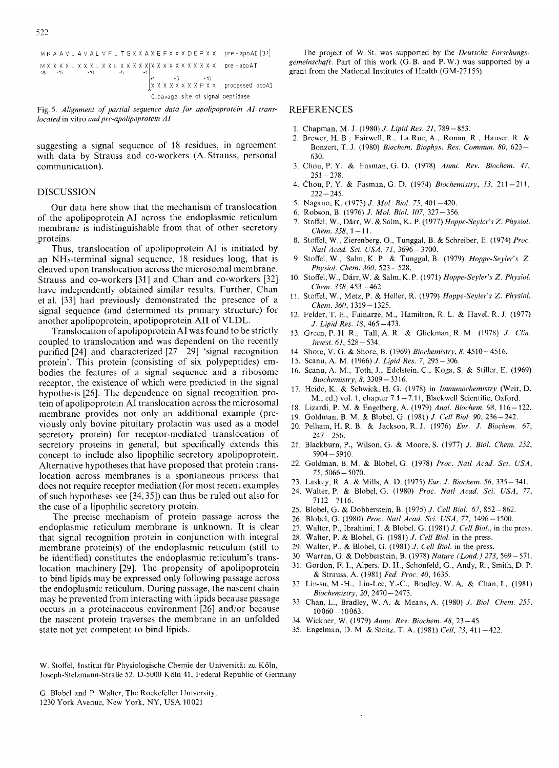```
M K A A V L A V A L V F L T G X X A X E F X X X D E P X X   pre-apoAI [31]

M X X X X L X X X X L X X L X X X X X|X X X X X X X X X X X   pre-apoAI
-18   -15        -10         -5          -1|
                                            |+1     +5      +10
                                            |X X X X X X X X P X X   processed apoAI
                                             Cleavage site of signal peptidase
```

Fig. 5. *Alignment of partial sequence data for apolipoprotein AI translocated* in vitro *and pre-apolipoprotein AI*

suggesting a signal sequence of 18 residues, in agreement with data by Strauss and co-workers (A. Strauss, personal communication).

## DISCUSSION

Our data here show that the mechanism of translocation of the apolipoprotein AI across the endoplasmic reticulum membrane is indistinguishable from that of other secretory proteins.

Thus, translocation of apolipoprotein AI is initiated by an $NH_2$-terminal signal sequence, 18 residues long, that is cleaved upon translocation across the microsomal membrane. Strauss and co-workers [31] and Chan and co-workers [32] have independently obtained similar results. Further, Chan et al. [33] had previously demonstrated the presence of a signal sequence (and determined its primary structure) for another apolipoprotein, apolipoprotein AII of VLDL.

Translocation of apolipoprotein AI was found to be strictly coupled to translocation and was dependent on the recently purified [24] and characterized [27–29] 'signal recognition protein'. This protein (consisting of six polypeptides) embodies the features of a signal sequence and a ribosome receptor, the existence of which were predicted in the signal hypothesis [26]. The dependence on signal recognition protein of apolipoprotein AI translocation across the microsomal membrane provides not only an additional example (previously only bovine pituitary prolactin was used as a model secretory protein) for receptor-mediated translocation of secretory proteins in general, but specifically extends this concept to include also lipophilic secretory apolipoprotein. Alternative hypotheses that have proposed that protein translocation across membranes is a spontaneous process that does not require receptor mediation (for most recent examples of such hypotheses see [34,35]) can thus be ruled out also for the case of a lipophilic secretory protein.

The precise mechanism of protein passage across the endoplasmic reticulum membrane is unknown. It is clear that signal recognition protein in conjunction with integral membrane protein(s) of the endoplasmic reticulum (still to be identified) constitutes the endoplasmic reticulum's translocation machinery [29]. The propensity of apolipoprotein to bind lipids may be expressed only following passage across the endoplasmic reticulum. During passage, the nascent chain may be prevented from interacting with lipids because passage occurs in a proteinaceous environment [26] and/or because the nascent protein traverses the membrane in an unfolded state not yet competent to bind lipids.

The project of W. St. was supported by the *Deutsche Forschungsgemeinschaft*. Part of this work (G. B. and P. W.) was supported by a grant from the National Institutes of Health (GM-27155).

## REFERENCES

1. Chapman, M. J. (1980) *J. Lipid Res. 21*, 789–853.
2. Brewer, H. B., Fairwell, R., La Rue, A., Ronan, R., Hauser, R. & Bonzert, T. J. (1980) *Biochem. Biophys. Res. Commun. 80*, 623–630.
3. Chou, P. Y. & Fasman, G. D. (1978) *Annu. Rev. Biochem. 47*, 251–278.
4. Chou, P. Y. & Fasman, G. D. (1974) *Biochemistry, 13*, 211–211, 222–245.
5. Nagano, K. (1973) *J. Mol. Biol. 75*, 401–420.
6. Robson, B. (1976) *J. Mol. Biol. 107*, 327–356.
7. Stoffel, W., Därr, W. & Salm, K. P. (1977) *Hoppe-Seyler's Z. Physiol. Chem. 358*, 1–11.
8. Stoffel, W., Zierenberg, O., Tunggal, B. & Schreiber, E. (1974) *Proc. Natl Acad. Sci. USA, 71*, 3696–3700.
9. Stoffel, W., Salm, K. P. & Tunggal, B. (1979) *Hoppe-Seyler's Z. Physiol. Chem. 360*, 523–528.
10. Stoffel, W., Därr, W. & Salm, K. P. (1971) *Hoppe-Seyler's Z. Physiol. Chem. 358*, 453–462.
11. Stoffel, W., Metz, P. & Heller, R. (1979) *Hoppe-Seyler's Z. Physiol. Chem. 360*, 1319–1325.
12. Felder, T. E., Fainarze, M., Hamilton, R. L. & Havel, R. J. (1977) *J. Lipid Res. 18*, 465–473.
13. Green, P. H. R., Tall, A. R. & Glickman, R. M. (1978) *J. Clin. Invest. 61*, 528–534.
14. Shore, V. G. & Shore, B. (1969) *Biochemistry, 8*, 4510–4516.
15. Scanu, A. M. (1966) *J. Lipid Res. 7*, 295–306.
16. Scanu, A. M., Toth, J., Edelstein, C., Koga, S. & Stiller, E. (1969) *Biochemistry, 8*, 3309–3316.
17. Heide, K. & Schwick, H. G. (1978) in *Immunochemistry* (Weir, D. M., ed.) vol. 1, chapter 7.1–7.11, Blackwell Scientific, Oxford.
18. Lizardi, P. M. & Engelberg, A. (1979) *Anal. Biochem. 98*, 116–122.
19. Goldman, B. M. & Blobel, G. (1981) *J. Cell Biol. 90*, 236–242.
20. Pelham, H. R. B. & Jackson, R. J. (1976) *Eur. J. Biochem. 67*, 247–256.
21. Blackburn, P., Wilson, G. & Moore, S. (1977) *J. Biol. Chem. 252*, 5904–5910.
22. Goldman, B. M. & Blobel, G. (1978) *Proc. Natl Acad. Sci. USA, 75*, 5066–5070.
23. Laskey, R. A. & Mills, A. D. (1975) *Eur. J. Biochem. 56*, 335–341.
24. Walter, P. & Blobel, G. (1980) *Proc. Natl Acad. Sci. USA, 77*, 7112–7116.
25. Blobel, G. & Dobberstein, B. (1975) *J. Cell Biol. 67*, 852–862.
26. Blobel, G. (1980) *Proc. Natl Acad. Sci. USA, 77*, 1496–1500.
27. Walter, P., Ibrahimi, I. & Blobel, G. (1981) *J. Cell Biol.*, in the press.
28. Walter, P. & Blobel, G. (1981) *J. Cell Biol.* in the press.
29. Walter, P., & Blobel, G. (1981) *J. Cell Biol.* in the press.
30. Warren, G. & Dobberstein, B. (1978) *Nature (Lond.) 273*, 569–571.
31. Gordon, F. I., Alpers, D. H., Schonfeld, G., Andy, R., Smith, D. P. & Strauss, A. (1981) *Fed. Proc. 40*, 1635.
32. Lin-su, M.-H., Lin-Lee, Y.-C., Bradley, W. A. & Chan, L. (1981) *Biochemistry, 20*, 2470–2475.
33. Chan, L., Bradley, W. A. & Means, A. (1980) *J. Biol. Chem. 255*, 10060–10063.
34. Wickner, W. (1979) *Annu. Rev. Biochem. 48*, 23–45.
35. Engelman, D. M. & Steitz, T. A. (1981) *Cell, 23*, 411–422.

W. Stoffel, Institut für Physiologische Chemie der Universität zu Köln, Joseph-Stelzmann-Straße 52, D-5000 Köln 41, Federal Republic of Germany

G. Blobel and P. Walter, The Rockefeller University, 1230 York Avenue, New York, NY, USA 10021